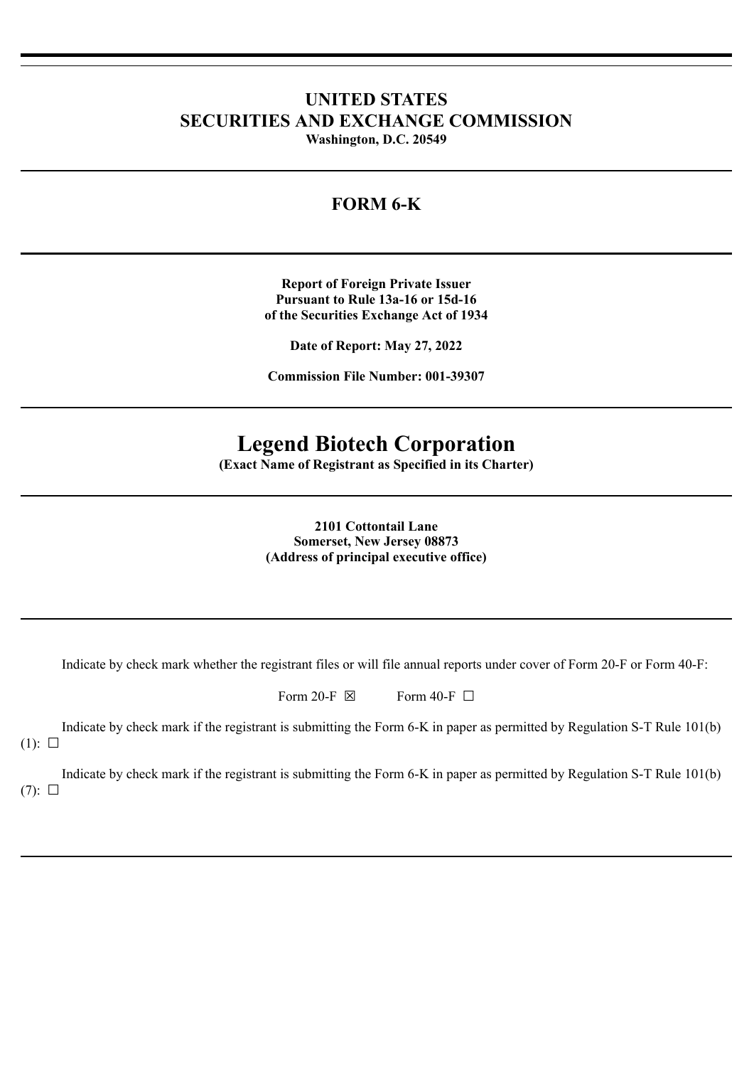# UNITED STATES
# SECURITIES AND EXCHANGE COMMISSION

**Washington, D.C. 20549**

---

## FORM 6-K

---

**Report of Foreign Private Issuer**
**Pursuant to Rule 13a-16 or 15d-16**
**of the Securities Exchange Act of 1934**

**Date of Report: May 27, 2022**

**Commission File Number: 001-39307**

---

# Legend Biotech Corporation

**(Exact Name of Registrant as Specified in its Charter)**

---

**2101 Cottontail Lane**
**Somerset, New Jersey 08873**
**(Address of principal executive office)**

---

Indicate by check mark whether the registrant files or will file annual reports under cover of Form 20-F or Form 40-F:

Form 20-F ☒ Form 40-F ☐

Indicate by check mark if the registrant is submitting the Form 6-K in paper as permitted by Regulation S-T Rule 101(b)(1): ☐

Indicate by check mark if the registrant is submitting the Form 6-K in paper as permitted by Regulation S-T Rule 101(b)(7): ☐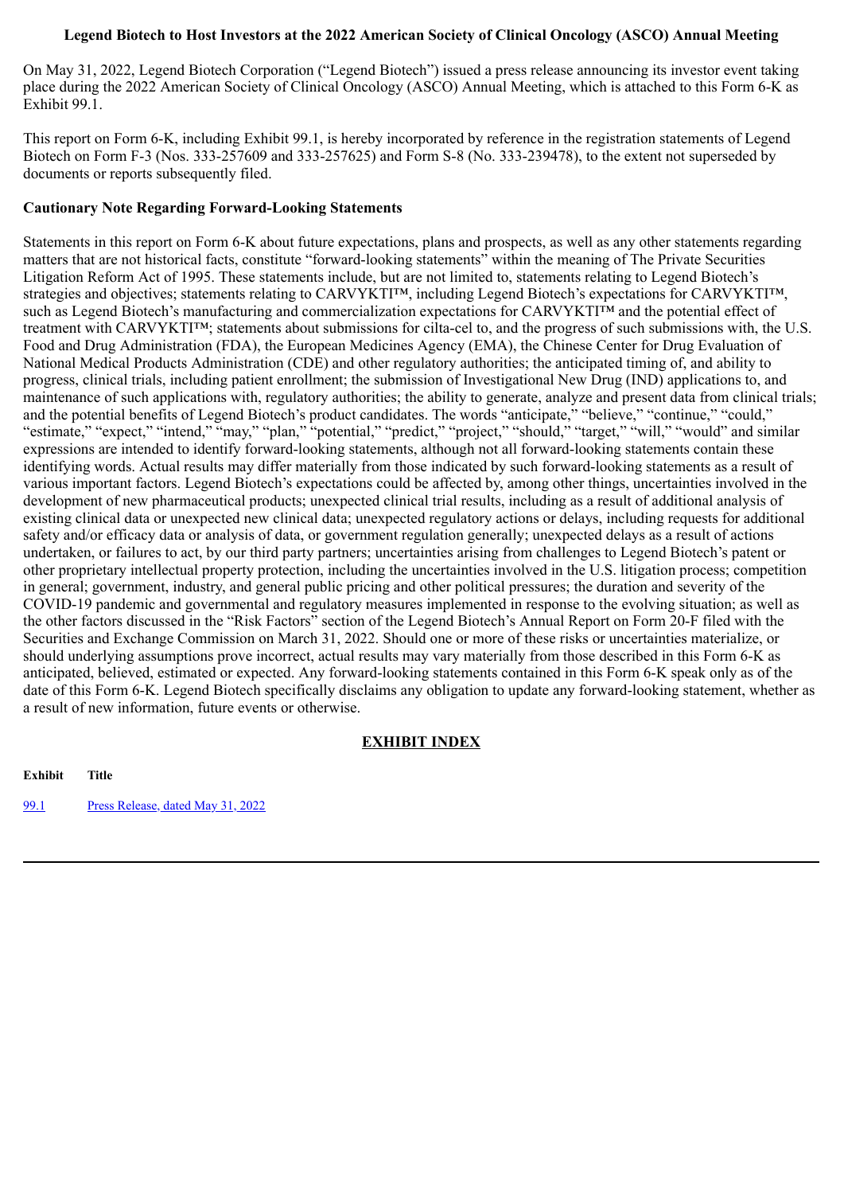**Legend Biotech to Host Investors at the 2022 American Society of Clinical Oncology (ASCO) Annual Meeting**

On May 31, 2022, Legend Biotech Corporation ("Legend Biotech") issued a press release announcing its investor event taking place during the 2022 American Society of Clinical Oncology (ASCO) Annual Meeting, which is attached to this Form 6-K as Exhibit 99.1.

This report on Form 6-K, including Exhibit 99.1, is hereby incorporated by reference in the registration statements of Legend Biotech on Form F-3 (Nos. 333-257609 and 333-257625) and Form S-8 (No. 333-239478), to the extent not superseded by documents or reports subsequently filed.

**Cautionary Note Regarding Forward-Looking Statements**

Statements in this report on Form 6-K about future expectations, plans and prospects, as well as any other statements regarding matters that are not historical facts, constitute "forward-looking statements" within the meaning of The Private Securities Litigation Reform Act of 1995. These statements include, but are not limited to, statements relating to Legend Biotech's strategies and objectives; statements relating to CARVYKTI™, including Legend Biotech's expectations for CARVYKTI™, such as Legend Biotech's manufacturing and commercialization expectations for CARVYKTI™ and the potential effect of treatment with CARVYKTI™; statements about submissions for cilta-cel to, and the progress of such submissions with, the U.S. Food and Drug Administration (FDA), the European Medicines Agency (EMA), the Chinese Center for Drug Evaluation of National Medical Products Administration (CDE) and other regulatory authorities; the anticipated timing of, and ability to progress, clinical trials, including patient enrollment; the submission of Investigational New Drug (IND) applications to, and maintenance of such applications with, regulatory authorities; the ability to generate, analyze and present data from clinical trials; and the potential benefits of Legend Biotech's product candidates. The words "anticipate," "believe," "continue," "could," "estimate," "expect," "intend," "may," "plan," "potential," "predict," "project," "should," "target," "will," "would" and similar expressions are intended to identify forward-looking statements, although not all forward-looking statements contain these identifying words. Actual results may differ materially from those indicated by such forward-looking statements as a result of various important factors. Legend Biotech's expectations could be affected by, among other things, uncertainties involved in the development of new pharmaceutical products; unexpected clinical trial results, including as a result of additional analysis of existing clinical data or unexpected new clinical data; unexpected regulatory actions or delays, including requests for additional safety and/or efficacy data or analysis of data, or government regulation generally; unexpected delays as a result of actions undertaken, or failures to act, by our third party partners; uncertainties arising from challenges to Legend Biotech's patent or other proprietary intellectual property protection, including the uncertainties involved in the U.S. litigation process; competition in general; government, industry, and general public pricing and other political pressures; the duration and severity of the COVID-19 pandemic and governmental and regulatory measures implemented in response to the evolving situation; as well as the other factors discussed in the "Risk Factors" section of the Legend Biotech's Annual Report on Form 20-F filed with the Securities and Exchange Commission on March 31, 2022. Should one or more of these risks or uncertainties materialize, or should underlying assumptions prove incorrect, actual results may vary materially from those described in this Form 6-K as anticipated, believed, estimated or expected. Any forward-looking statements contained in this Form 6-K speak only as of the date of this Form 6-K. Legend Biotech specifically disclaims any obligation to update any forward-looking statement, whether as a result of new information, future events or otherwise.

**EXHIBIT INDEX**

| Exhibit | Title |
| --- | --- |
| 99.1 | Press Release, dated May 31, 2022 |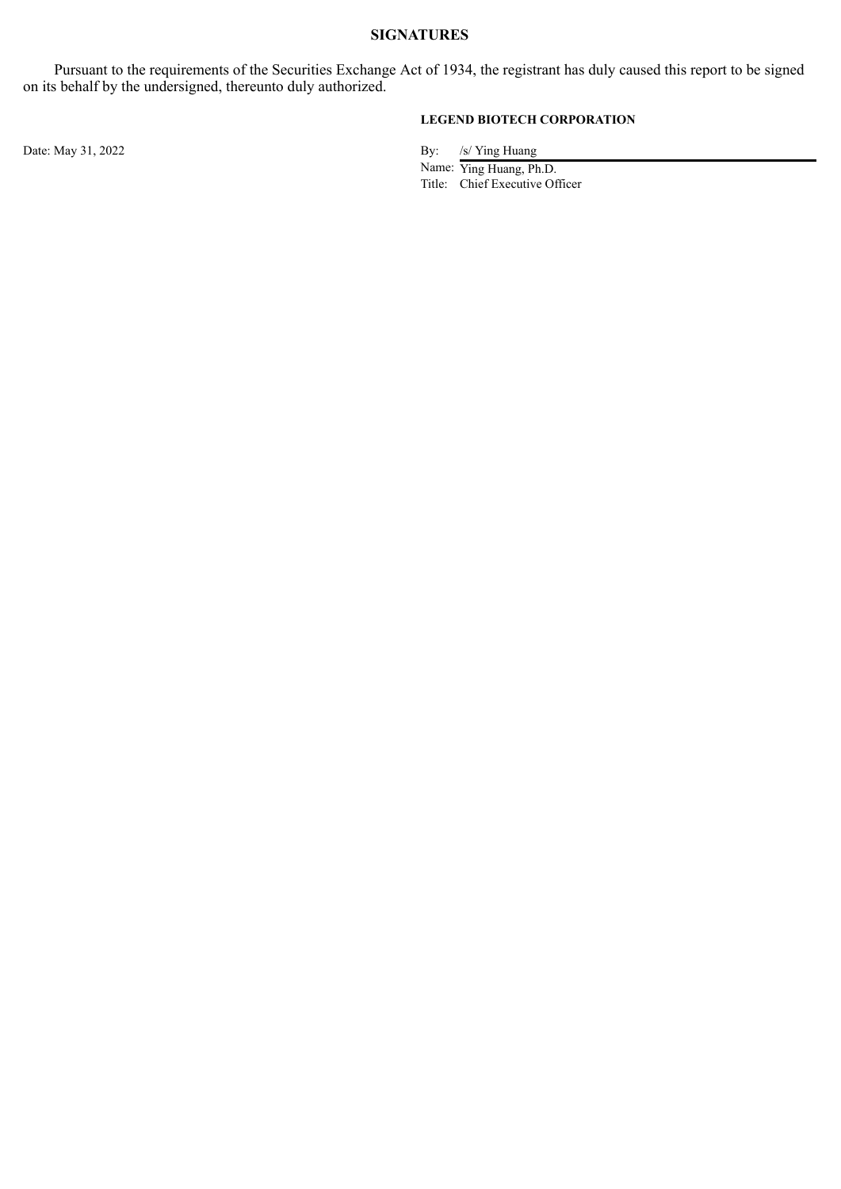## SIGNATURES

Pursuant to the requirements of the Securities Exchange Act of 1934, the registrant has duly caused this report to be signed on its behalf by the undersigned, thereunto duly authorized.

**LEGEND BIOTECH CORPORATION**

Date: May 31, 2022

By: /s/ Ying Huang

Name: Ying Huang, Ph.D.

Title: Chief Executive Officer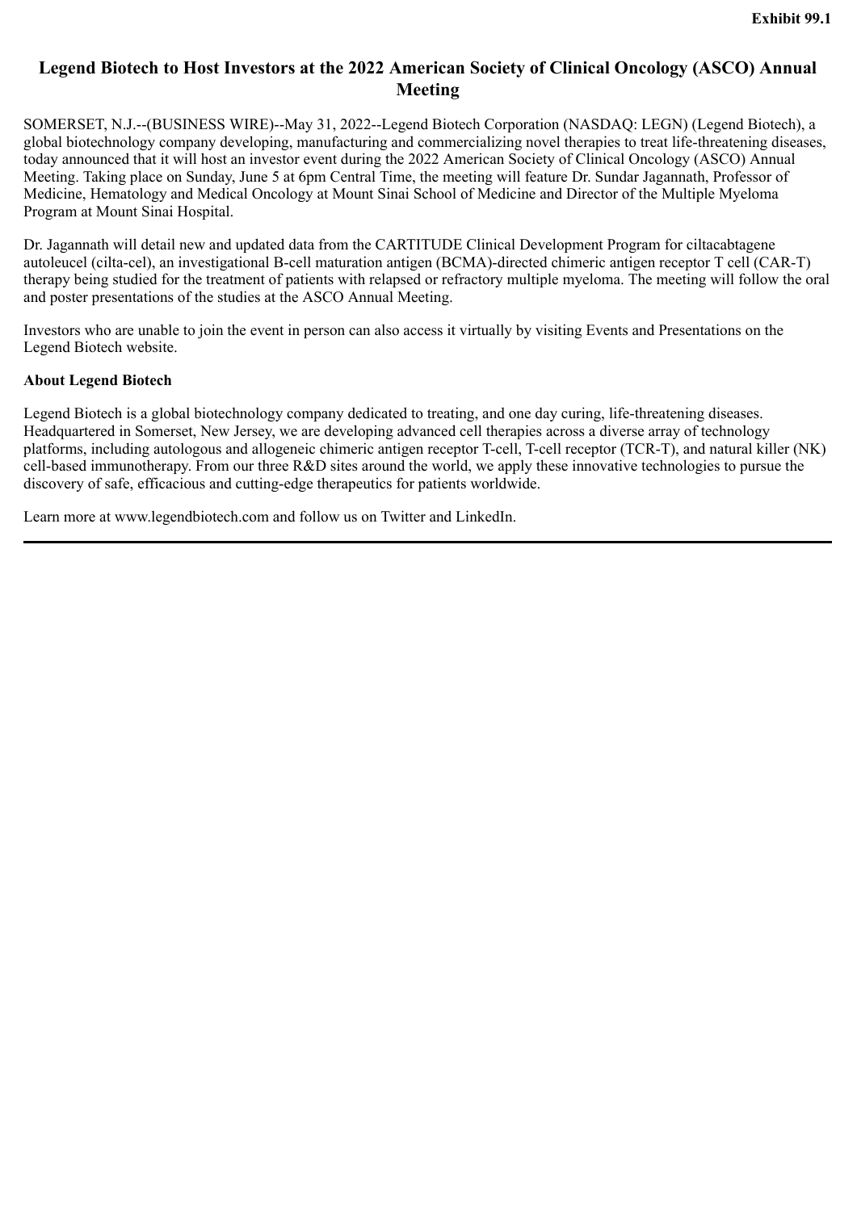Exhibit 99.1

# Legend Biotech to Host Investors at the 2022 American Society of Clinical Oncology (ASCO) Annual Meeting

SOMERSET, N.J.--(BUSINESS WIRE)--May 31, 2022--Legend Biotech Corporation (NASDAQ: LEGN) (Legend Biotech), a global biotechnology company developing, manufacturing and commercializing novel therapies to treat life-threatening diseases, today announced that it will host an investor event during the 2022 American Society of Clinical Oncology (ASCO) Annual Meeting. Taking place on Sunday, June 5 at 6pm Central Time, the meeting will feature Dr. Sundar Jagannath, Professor of Medicine, Hematology and Medical Oncology at Mount Sinai School of Medicine and Director of the Multiple Myeloma Program at Mount Sinai Hospital.

Dr. Jagannath will detail new and updated data from the CARTITUDE Clinical Development Program for ciltacabtagene autoleucel (cilta-cel), an investigational B-cell maturation antigen (BCMA)-directed chimeric antigen receptor T cell (CAR-T) therapy being studied for the treatment of patients with relapsed or refractory multiple myeloma. The meeting will follow the oral and poster presentations of the studies at the ASCO Annual Meeting.

Investors who are unable to join the event in person can also access it virtually by visiting Events and Presentations on the Legend Biotech website.

**About Legend Biotech**

Legend Biotech is a global biotechnology company dedicated to treating, and one day curing, life-threatening diseases. Headquartered in Somerset, New Jersey, we are developing advanced cell therapies across a diverse array of technology platforms, including autologous and allogeneic chimeric antigen receptor T-cell, T-cell receptor (TCR-T), and natural killer (NK) cell-based immunotherapy. From our three R&D sites around the world, we apply these innovative technologies to pursue the discovery of safe, efficacious and cutting-edge therapeutics for patients worldwide.

Learn more at www.legendbiotech.com and follow us on Twitter and LinkedIn.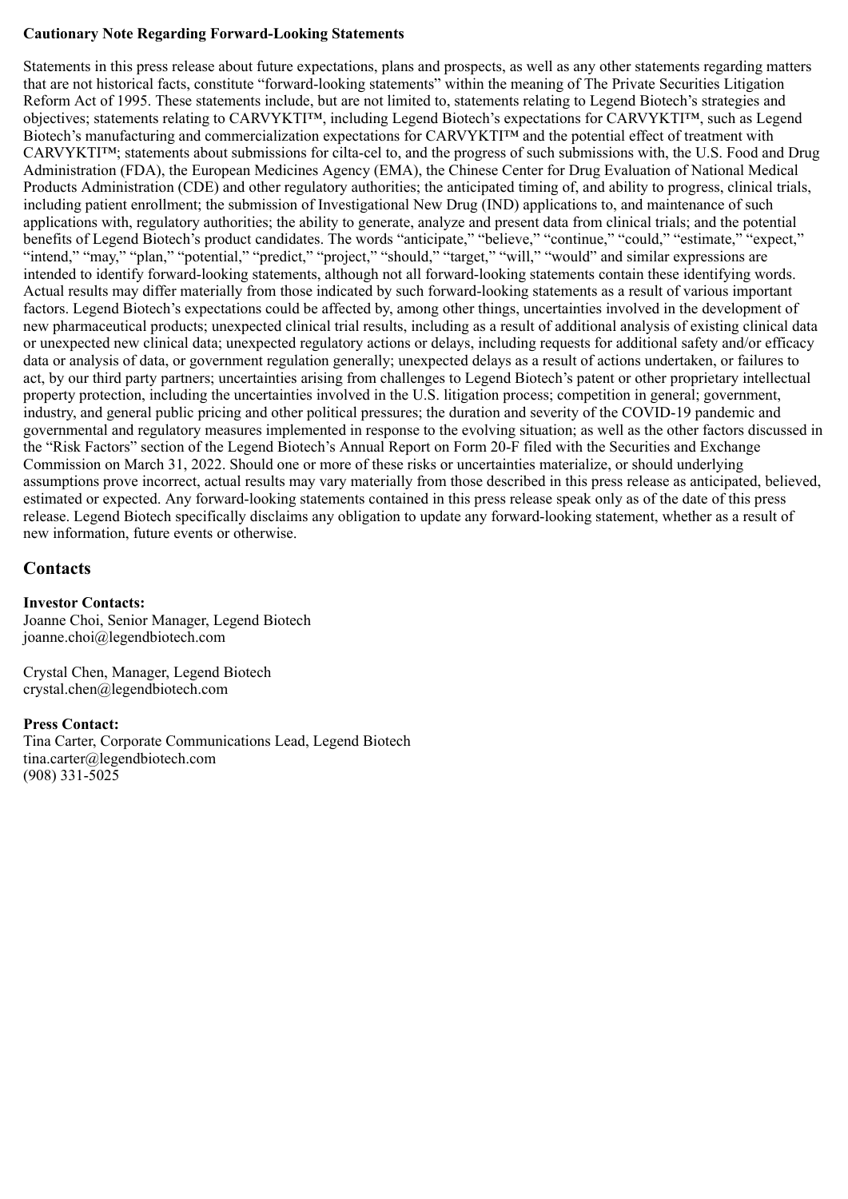**Cautionary Note Regarding Forward-Looking Statements**

Statements in this press release about future expectations, plans and prospects, as well as any other statements regarding matters that are not historical facts, constitute "forward-looking statements" within the meaning of The Private Securities Litigation Reform Act of 1995. These statements include, but are not limited to, statements relating to Legend Biotech's strategies and objectives; statements relating to CARVYKTI™, including Legend Biotech's expectations for CARVYKTI™, such as Legend Biotech's manufacturing and commercialization expectations for CARVYKTI™ and the potential effect of treatment with CARVYKTI™; statements about submissions for cilta-cel to, and the progress of such submissions with, the U.S. Food and Drug Administration (FDA), the European Medicines Agency (EMA), the Chinese Center for Drug Evaluation of National Medical Products Administration (CDE) and other regulatory authorities; the anticipated timing of, and ability to progress, clinical trials, including patient enrollment; the submission of Investigational New Drug (IND) applications to, and maintenance of such applications with, regulatory authorities; the ability to generate, analyze and present data from clinical trials; and the potential benefits of Legend Biotech's product candidates. The words "anticipate," "believe," "continue," "could," "estimate," "expect," "intend," "may," "plan," "potential," "predict," "project," "should," "target," "will," "would" and similar expressions are intended to identify forward-looking statements, although not all forward-looking statements contain these identifying words. Actual results may differ materially from those indicated by such forward-looking statements as a result of various important factors. Legend Biotech's expectations could be affected by, among other things, uncertainties involved in the development of new pharmaceutical products; unexpected clinical trial results, including as a result of additional analysis of existing clinical data or unexpected new clinical data; unexpected regulatory actions or delays, including requests for additional safety and/or efficacy data or analysis of data, or government regulation generally; unexpected delays as a result of actions undertaken, or failures to act, by our third party partners; uncertainties arising from challenges to Legend Biotech's patent or other proprietary intellectual property protection, including the uncertainties involved in the U.S. litigation process; competition in general; government, industry, and general public pricing and other political pressures; the duration and severity of the COVID-19 pandemic and governmental and regulatory measures implemented in response to the evolving situation; as well as the other factors discussed in the "Risk Factors" section of the Legend Biotech's Annual Report on Form 20-F filed with the Securities and Exchange Commission on March 31, 2022. Should one or more of these risks or uncertainties materialize, or should underlying assumptions prove incorrect, actual results may vary materially from those described in this press release as anticipated, believed, estimated or expected. Any forward-looking statements contained in this press release speak only as of the date of this press release. Legend Biotech specifically disclaims any obligation to update any forward-looking statement, whether as a result of new information, future events or otherwise.

## Contacts

**Investor Contacts:**
Joanne Choi, Senior Manager, Legend Biotech
joanne.choi@legendbiotech.com

Crystal Chen, Manager, Legend Biotech
crystal.chen@legendbiotech.com

**Press Contact:**
Tina Carter, Corporate Communications Lead, Legend Biotech
tina.carter@legendbiotech.com
(908) 331-5025